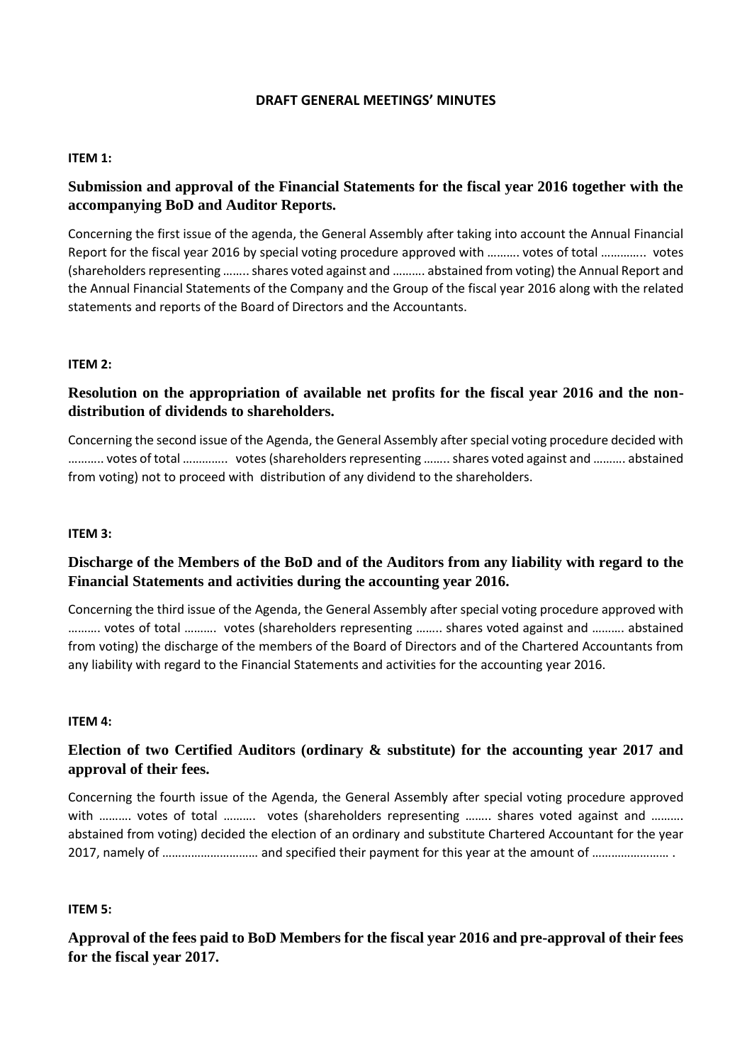**DRAFT GENERAL MEETINGS' MINUTES**

**ITEM 1:**

**Submission and approval of the Financial Statements for the fiscal year 2016 together with the accompanying BoD and Auditor Reports.**

Concerning the first issue of the agenda, the General Assembly after taking into account the Annual Financial Report for the fiscal year 2016 by special voting procedure approved with ………. votes of total ………….. votes (shareholders representing …….. shares voted against and ………. abstained from voting) the Annual Report and the Annual Financial Statements of the Company and the Group of the fiscal year 2016 along with the related statements and reports of the Board of Directors and the Accountants.

**ITEM 2:**

**Resolution on the appropriation of available net profits for the fiscal year 2016 and the non-distribution of dividends to shareholders.**

Concerning the second issue of the Agenda, the General Assembly after special voting procedure decided with ……….. votes of total ………….. votes (shareholders representing …….. shares voted against and ………. abstained from voting) not to proceed with distribution of any dividend to the shareholders.

**ITEM 3:**

**Discharge of the Members of the BoD and of the Auditors from any liability with regard to the Financial Statements and activities during the accounting year 2016.**

Concerning the third issue of the Agenda, the General Assembly after special voting procedure approved with ………. votes of total ………. votes (shareholders representing …….. shares voted against and ………. abstained from voting) the discharge of the members of the Board of Directors and of the Chartered Accountants from any liability with regard to the Financial Statements and activities for the accounting year 2016.

**ITEM 4:**

**Election of two Certified Auditors (ordinary & substitute) for the accounting year 2017 and approval of their fees.**

Concerning the fourth issue of the Agenda, the General Assembly after special voting procedure approved with ………. votes of total ………. votes (shareholders representing …….. shares voted against and ………. abstained from voting) decided the election of an ordinary and substitute Chartered Accountant for the year 2017, namely of ……………………….. and specified their payment for this year at the amount of …………………… .

**ITEM 5:**

**Approval of the fees paid to BoD Members for the fiscal year 2016 and pre-approval of their fees for the fiscal year 2017.**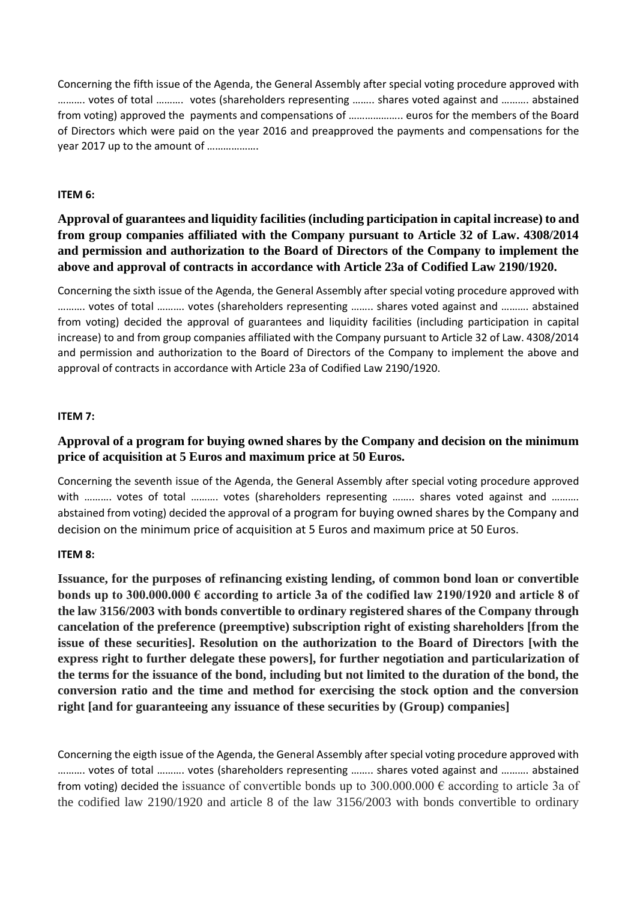Concerning the fifth issue of the Agenda, the General Assembly after special voting procedure approved with ………. votes of total ………. votes (shareholders representing …….. shares voted against and ………. abstained from voting) approved the payments and compensations of ……………….. euros for the members of the Board of Directors which were paid on the year 2016 and preapproved the payments and compensations for the year 2017 up to the amount of ……………….

**ITEM 6:**

**Approval of guarantees and liquidity facilities (including participation in capital increase) to and from group companies affiliated with the Company pursuant to Article 32 of Law. 4308/2014 and permission and authorization to the Board of Directors of the Company to implement the above and approval of contracts in accordance with Article 23a of Codified Law 2190/1920.**

Concerning the sixth issue of the Agenda, the General Assembly after special voting procedure approved with ………. votes of total ………. votes (shareholders representing …….. shares voted against and ………. abstained from voting) decided the approval of guarantees and liquidity facilities (including participation in capital increase) to and from group companies affiliated with the Company pursuant to Article 32 of Law. 4308/2014 and permission and authorization to the Board of Directors of the Company to implement the above and approval of contracts in accordance with Article 23a of Codified Law 2190/1920.

**ITEM 7:**

**Approval of a program for buying owned shares by the Company and decision on the minimum price of acquisition at 5 Euros and maximum price at 50 Euros.**

Concerning the seventh issue of the Agenda, the General Assembly after special voting procedure approved with ………. votes of total ………. votes (shareholders representing …….. shares voted against and ………. abstained from voting) decided the approval of a program for buying owned shares by the Company and decision on the minimum price of acquisition at 5 Euros and maximum price at 50 Euros.

**ITEM 8:**

**Issuance, for the purposes of refinancing existing lending, of common bond loan or convertible bonds up to 300.000.000 € according to article 3a of the codified law 2190/1920 and article 8 of the law 3156/2003 with bonds convertible to ordinary registered shares of the Company through cancelation of the preference (preemptive) subscription right of existing shareholders [from the issue of these securities]. Resolution on the authorization to the Board of Directors [with the express right to further delegate these powers], for further negotiation and particularization of the terms for the issuance of the bond, including but not limited to the duration of the bond, the conversion ratio and the time and method for exercising the stock option and the conversion right [and for guaranteeing any issuance of these securities by (Group) companies]**

Concerning the eigth issue of the Agenda, the General Assembly after special voting procedure approved with ………. votes of total ………. votes (shareholders representing …….. shares voted against and ………. abstained from voting) decided the issuance of convertible bonds up to 300.000.000 € according to article 3a of the codified law 2190/1920 and article 8 of the law 3156/2003 with bonds convertible to ordinary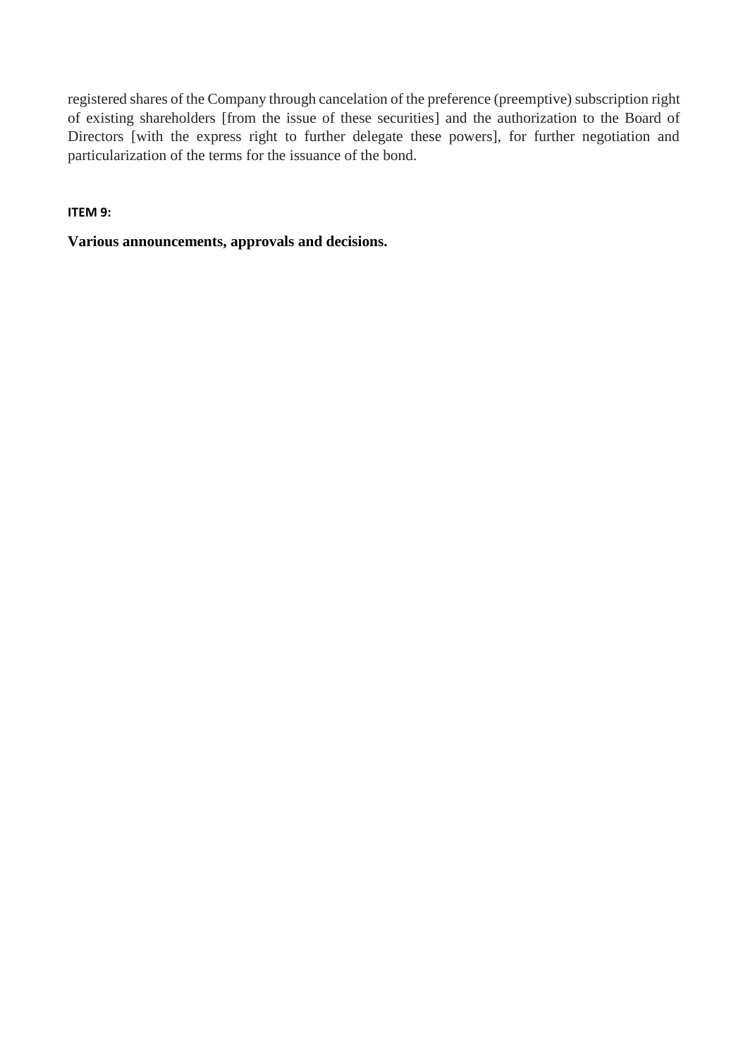registered shares of the Company through cancelation of the preference (preemptive) subscription right of existing shareholders [from the issue of these securities] and the authorization to the Board of Directors [with the express right to further delegate these powers], for further negotiation and particularization of the terms for the issuance of the bond.

**ITEM 9:**

**Various announcements, approvals and decisions.**